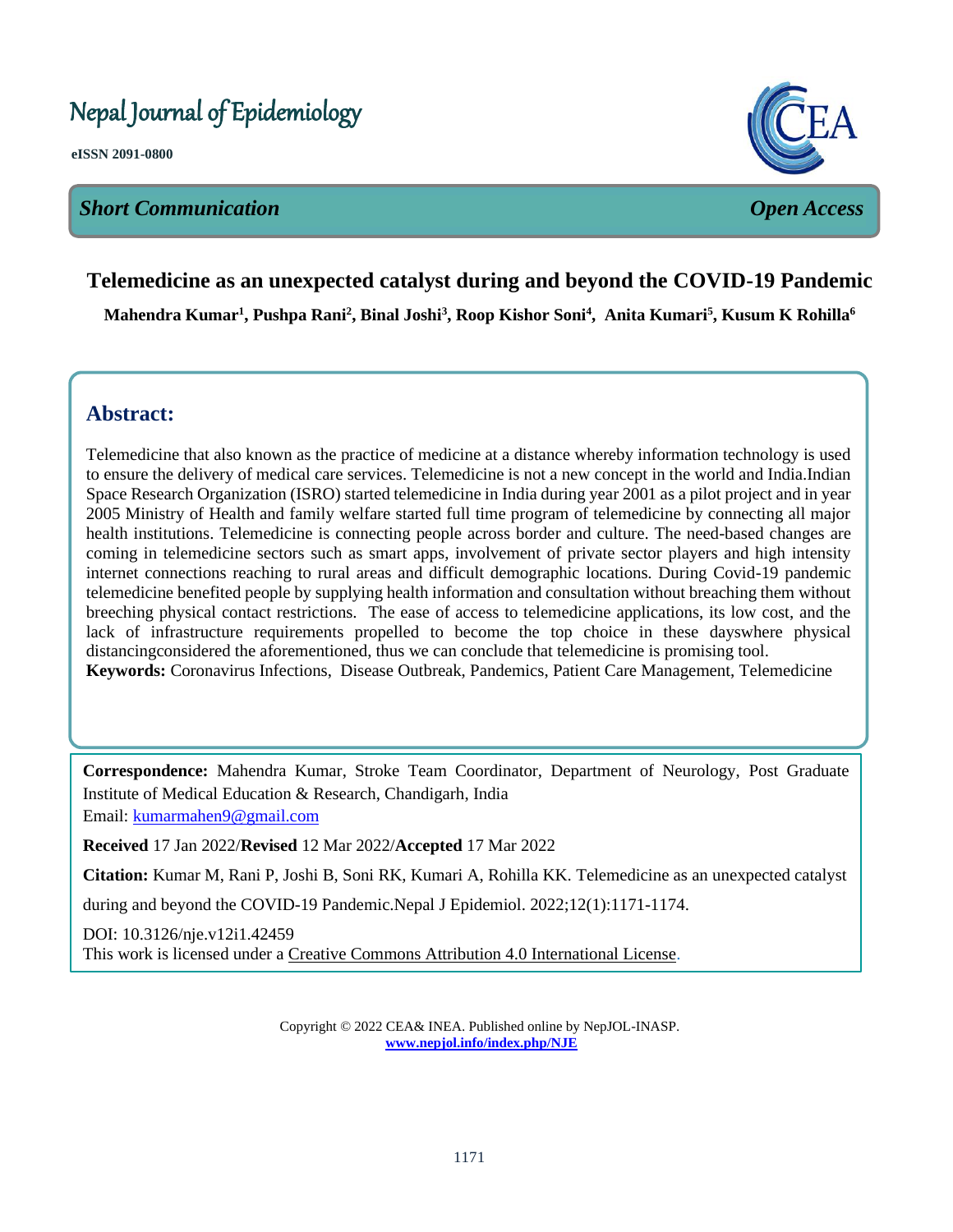# Nepal Journal of Epidemiology

**eISSN 2091-0800**

***Short Communication*** ***Open Access***

## Telemedicine as an unexpected catalyst during and beyond the COVID-19 Pandemic

**Mahendra Kumar[1], Pushpa Rani[2], Binal Joshi[3], Roop Kishor Soni[4], Anita Kumari[5], Kusum K Rohilla[6]**

## Abstract:

Telemedicine that also known as the practice of medicine at a distance whereby information technology is used to ensure the delivery of medical care services. Telemedicine is not a new concept in the world and India.Indian Space Research Organization (ISRO) started telemedicine in India during year 2001 as a pilot project and in year 2005 Ministry of Health and family welfare started full time program of telemedicine by connecting all major health institutions. Telemedicine is connecting people across border and culture. The need-based changes are coming in telemedicine sectors such as smart apps, involvement of private sector players and high intensity internet connections reaching to rural areas and difficult demographic locations. During Covid-19 pandemic telemedicine benefited people by supplying health information and consultation without breaching them without breeching physical contact restrictions. The ease of access to telemedicine applications, its low cost, and the lack of infrastructure requirements propelled to become the top choice in these dayswhere physical distancingconsidered the aforementioned, thus we can conclude that telemedicine is promising tool.

**Keywords:** Coronavirus Infections, Disease Outbreak, Pandemics, Patient Care Management, Telemedicine

**Correspondence:** Mahendra Kumar, Stroke Team Coordinator, Department of Neurology, Post Graduate Institute of Medical Education & Research, Chandigarh, India
Email: kumarmahen9@gmail.com

**Received** 17 Jan 2022/**Revised** 12 Mar 2022/**Accepted** 17 Mar 2022

**Citation:** Kumar M, Rani P, Joshi B, Soni RK, Kumari A, Rohilla KK. Telemedicine as an unexpected catalyst during and beyond the COVID-19 Pandemic.Nepal J Epidemiol. 2022;12(1):1171-1174.

DOI: 10.3126/nje.v12i1.42459
This work is licensed under a Creative Commons Attribution 4.0 International License.

Copyright © 2022 CEA& INEA. Published online by NepJOL-INASP.
**www.nepjol.info/index.php/NJE**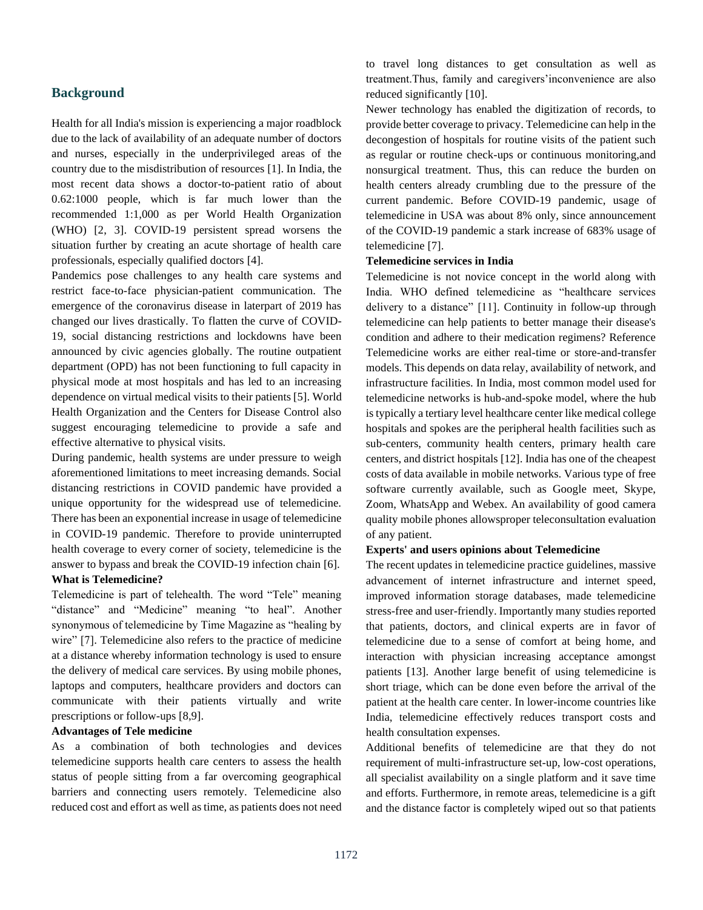## Background

Health for all India's mission is experiencing a major roadblock due to the lack of availability of an adequate number of doctors and nurses, especially in the underprivileged areas of the country due to the misdistribution of resources [1]. In India, the most recent data shows a doctor-to-patient ratio of about 0.62:1000 people, which is far much lower than the recommended 1:1,000 as per World Health Organization (WHO) [2, 3]. COVID-19 persistent spread worsens the situation further by creating an acute shortage of health care professionals, especially qualified doctors [4].

Pandemics pose challenges to any health care systems and restrict face-to-face physician-patient communication. The emergence of the coronavirus disease in laterpart of 2019 has changed our lives drastically. To flatten the curve of COVID-19, social distancing restrictions and lockdowns have been announced by civic agencies globally. The routine outpatient department (OPD) has not been functioning to full capacity in physical mode at most hospitals and has led to an increasing dependence on virtual medical visits to their patients [5]. World Health Organization and the Centers for Disease Control also suggest encouraging telemedicine to provide a safe and effective alternative to physical visits.

During pandemic, health systems are under pressure to weigh aforementioned limitations to meet increasing demands. Social distancing restrictions in COVID pandemic have provided a unique opportunity for the widespread use of telemedicine. There has been an exponential increase in usage of telemedicine in COVID-19 pandemic. Therefore to provide uninterrupted health coverage to every corner of society, telemedicine is the answer to bypass and break the COVID-19 infection chain [6].

**What is Telemedicine?**

Telemedicine is part of telehealth. The word "Tele" meaning "distance" and "Medicine" meaning "to heal". Another synonymous of telemedicine by Time Magazine as "healing by wire" [7]. Telemedicine also refers to the practice of medicine at a distance whereby information technology is used to ensure the delivery of medical care services. By using mobile phones, laptops and computers, healthcare providers and doctors can communicate with their patients virtually and write prescriptions or follow-ups [8,9].

**Advantages of Tele medicine**

As a combination of both technologies and devices telemedicine supports health care centers to assess the health status of people sitting from a far overcoming geographical barriers and connecting users remotely. Telemedicine also reduced cost and effort as well as time, as patients does not need to travel long distances to get consultation as well as treatment.Thus, family and caregivers'inconvenience are also reduced significantly [10].

Newer technology has enabled the digitization of records, to provide better coverage to privacy. Telemedicine can help in the decongestion of hospitals for routine visits of the patient such as regular or routine check-ups or continuous monitoring,and nonsurgical treatment. Thus, this can reduce the burden on health centers already crumbling due to the pressure of the current pandemic. Before COVID-19 pandemic, usage of telemedicine in USA was about 8% only, since announcement of the COVID-19 pandemic a stark increase of 683% usage of telemedicine [7].

**Telemedicine services in India**

Telemedicine is not novice concept in the world along with India. WHO defined telemedicine as "healthcare services delivery to a distance" [11]. Continuity in follow-up through telemedicine can help patients to better manage their disease's condition and adhere to their medication regimens? Reference Telemedicine works are either real-time or store-and-transfer models. This depends on data relay, availability of network, and infrastructure facilities. In India, most common model used for telemedicine networks is hub-and-spoke model, where the hub is typically a tertiary level healthcare center like medical college hospitals and spokes are the peripheral health facilities such as sub-centers, community health centers, primary health care centers, and district hospitals [12]. India has one of the cheapest costs of data available in mobile networks. Various type of free software currently available, such as Google meet, Skype, Zoom, WhatsApp and Webex. An availability of good camera quality mobile phones allowsproper teleconsultation evaluation of any patient.

**Experts' and users opinions about Telemedicine**

The recent updates in telemedicine practice guidelines, massive advancement of internet infrastructure and internet speed, improved information storage databases, made telemedicine stress-free and user-friendly. Importantly many studies reported that patients, doctors, and clinical experts are in favor of telemedicine due to a sense of comfort at being home, and interaction with physician increasing acceptance amongst patients [13]. Another large benefit of using telemedicine is short triage, which can be done even before the arrival of the patient at the health care center. In lower-income countries like India, telemedicine effectively reduces transport costs and health consultation expenses.

Additional benefits of telemedicine are that they do not requirement of multi-infrastructure set-up, low-cost operations, all specialist availability on a single platform and it save time and efforts. Furthermore, in remote areas, telemedicine is a gift and the distance factor is completely wiped out so that patients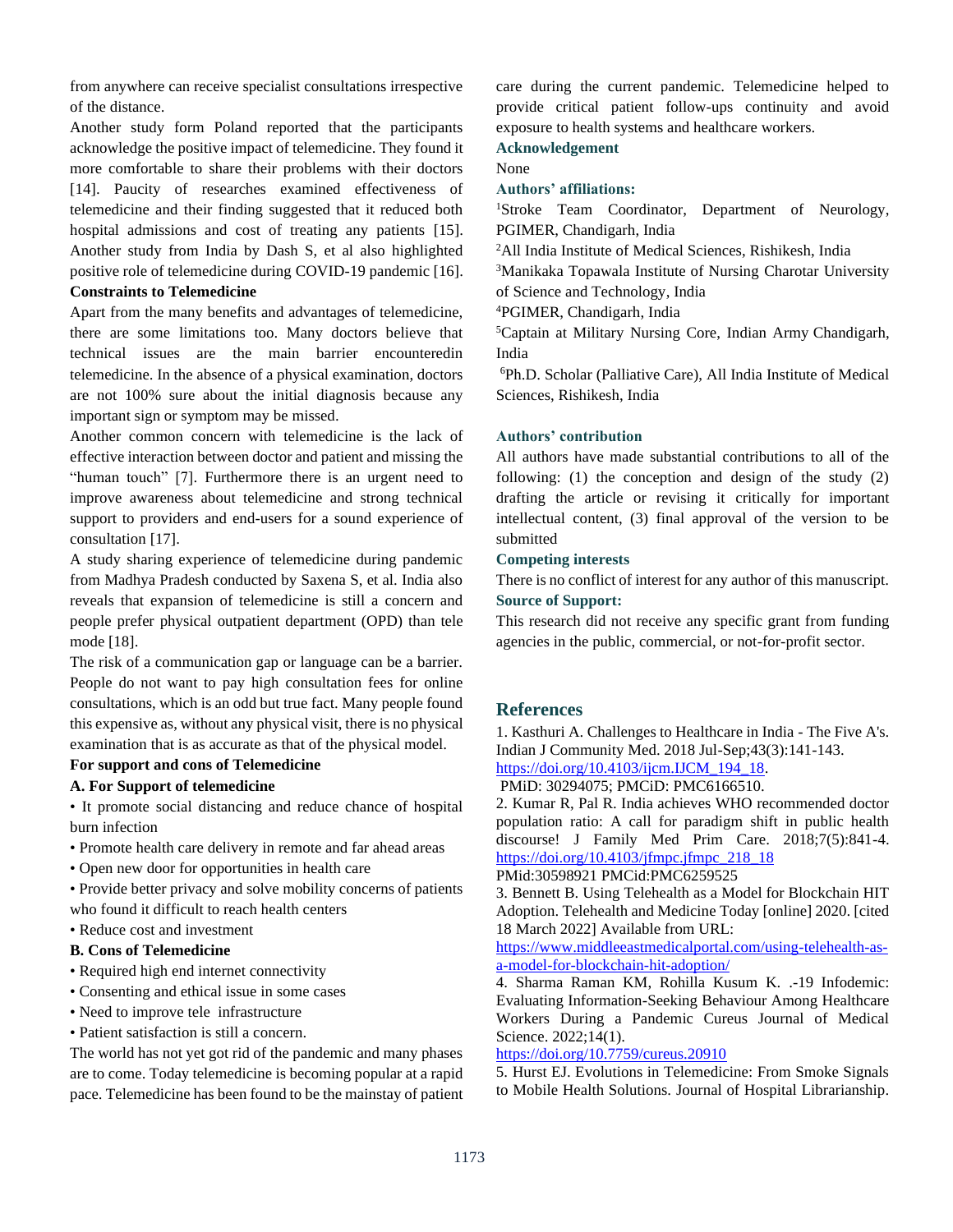from anywhere can receive specialist consultations irrespective of the distance.

Another study form Poland reported that the participants acknowledge the positive impact of telemedicine. They found it more comfortable to share their problems with their doctors [14]. Paucity of researches examined effectiveness of telemedicine and their finding suggested that it reduced both hospital admissions and cost of treating any patients [15]. Another study from India by Dash S, et al also highlighted positive role of telemedicine during COVID-19 pandemic [16].

**Constraints to Telemedicine**

Apart from the many benefits and advantages of telemedicine, there are some limitations too. Many doctors believe that technical issues are the main barrier encounteredin telemedicine. In the absence of a physical examination, doctors are not 100% sure about the initial diagnosis because any important sign or symptom may be missed.

Another common concern with telemedicine is the lack of effective interaction between doctor and patient and missing the "human touch" [7]. Furthermore there is an urgent need to improve awareness about telemedicine and strong technical support to providers and end-users for a sound experience of consultation [17].

A study sharing experience of telemedicine during pandemic from Madhya Pradesh conducted by Saxena S, et al. India also reveals that expansion of telemedicine is still a concern and people prefer physical outpatient department (OPD) than tele mode [18].

The risk of a communication gap or language can be a barrier. People do not want to pay high consultation fees for online consultations, which is an odd but true fact. Many people found this expensive as, without any physical visit, there is no physical examination that is as accurate as that of the physical model.

**For support and cons of Telemedicine**

**A. For Support of telemedicine**

- It promote social distancing and reduce chance of hospital burn infection
- Promote health care delivery in remote and far ahead areas
- Open new door for opportunities in health care
- Provide better privacy and solve mobility concerns of patients who found it difficult to reach health centers
- Reduce cost and investment

**B. Cons of Telemedicine**

- Required high end internet connectivity
- Consenting and ethical issue in some cases
- Need to improve tele infrastructure
- Patient satisfaction is still a concern.

The world has not yet got rid of the pandemic and many phases are to come. Today telemedicine is becoming popular at a rapid pace. Telemedicine has been found to be the mainstay of patient care during the current pandemic. Telemedicine helped to provide critical patient follow-ups continuity and avoid exposure to health systems and healthcare workers.

**Acknowledgement**

None

**Authors' affiliations:**

[1]Stroke Team Coordinator, Department of Neurology, PGIMER, Chandigarh, India

[2]All India Institute of Medical Sciences, Rishikesh, India

[3]Manikaka Topawala Institute of Nursing Charotar University of Science and Technology, India

[4]PGIMER, Chandigarh, India

[5]Captain at Military Nursing Core, Indian Army Chandigarh, India

[6]Ph.D. Scholar (Palliative Care), All India Institute of Medical Sciences, Rishikesh, India

**Authors' contribution**

All authors have made substantial contributions to all of the following: (1) the conception and design of the study (2) drafting the article or revising it critically for important intellectual content, (3) final approval of the version to be submitted

**Competing interests**

There is no conflict of interest for any author of this manuscript.

**Source of Support:**

This research did not receive any specific grant from funding agencies in the public, commercial, or not-for-profit sector.

## References

1. Kasthuri A. Challenges to Healthcare in India - The Five A's. Indian J Community Med. 2018 Jul-Sep;43(3):141-143. https://doi.org/10.4103/ijcm.IJCM_194_18. PMiD: 30294075; PMCiD: PMC6166510.
2. Kumar R, Pal R. India achieves WHO recommended doctor population ratio: A call for paradigm shift in public health discourse! J Family Med Prim Care. 2018;7(5):841-4. https://doi.org/10.4103/jfmpc.jfmpc_218_18 PMid:30598921 PMCid:PMC6259525
3. Bennett B. Using Telehealth as a Model for Blockchain HIT Adoption. Telehealth and Medicine Today [online] 2020. [cited 18 March 2022] Available from URL: https://www.middleeastmedicalportal.com/using-telehealth-as-a-model-for-blockchain-hit-adoption/
4. Sharma Raman KM, Rohilla Kusum K. .-19 Infodemic: Evaluating Information-Seeking Behaviour Among Healthcare Workers During a Pandemic Cureus Journal of Medical Science. 2022;14(1). https://doi.org/10.7759/cureus.20910
5. Hurst EJ. Evolutions in Telemedicine: From Smoke Signals to Mobile Health Solutions. Journal of Hospital Librarianship.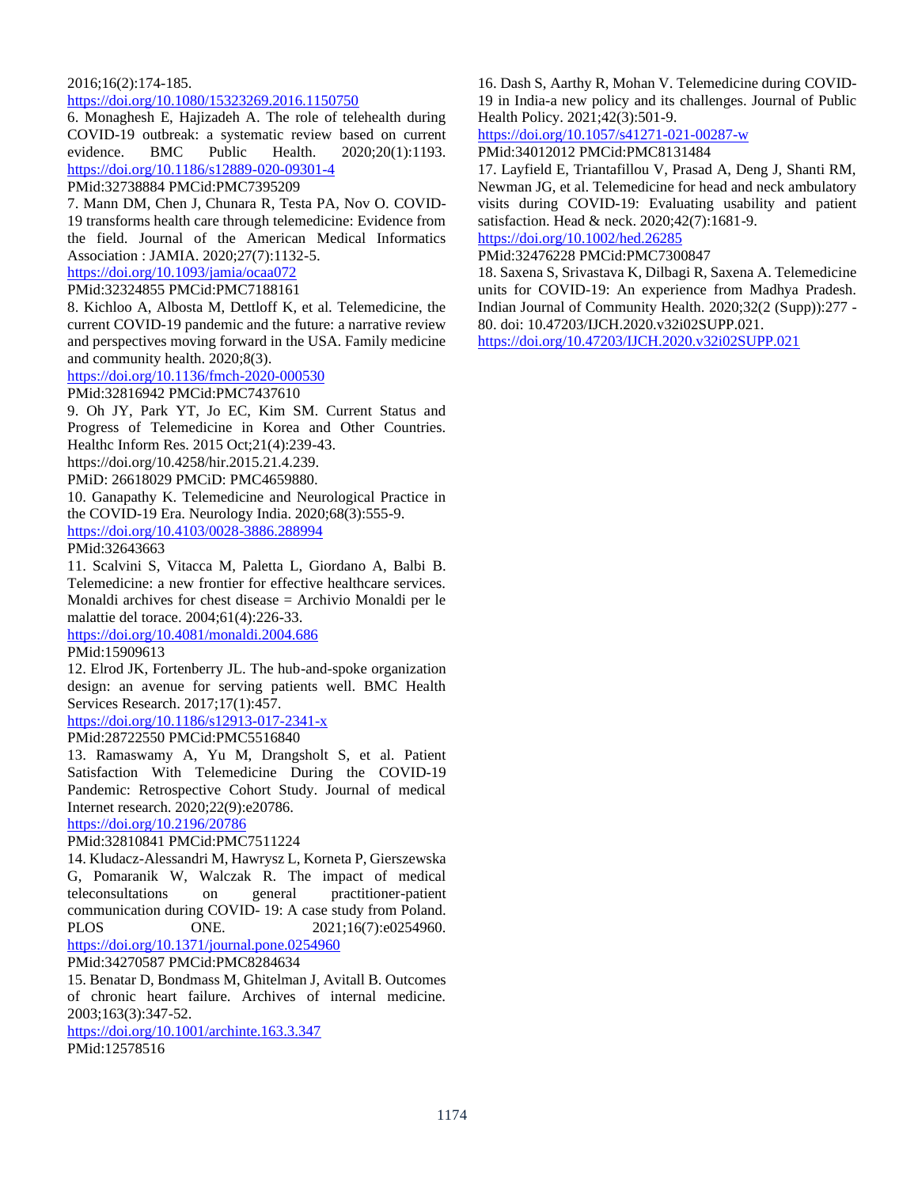2016;16(2):174-185.
https://doi.org/10.1080/15323269.2016.1150750

6. Monaghesh E, Hajizadeh A. The role of telehealth during COVID-19 outbreak: a systematic review based on current evidence. BMC Public Health. 2020;20(1):1193. https://doi.org/10.1186/s12889-020-09301-4
PMid:32738884 PMCid:PMC7395209

7. Mann DM, Chen J, Chunara R, Testa PA, Nov O. COVID-19 transforms health care through telemedicine: Evidence from the field. Journal of the American Medical Informatics Association : JAMIA. 2020;27(7):1132-5.
https://doi.org/10.1093/jamia/ocaa072
PMid:32324855 PMCid:PMC7188161

8. Kichloo A, Albosta M, Dettloff K, et al. Telemedicine, the current COVID-19 pandemic and the future: a narrative review and perspectives moving forward in the USA. Family medicine and community health. 2020;8(3).
https://doi.org/10.1136/fmch-2020-000530
PMid:32816942 PMCid:PMC7437610

9. Oh JY, Park YT, Jo EC, Kim SM. Current Status and Progress of Telemedicine in Korea and Other Countries. Healthc Inform Res. 2015 Oct;21(4):239-43.
https://doi.org/10.4258/hir.2015.21.4.239.
PMiD: 26618029 PMCiD: PMC4659880.

10. Ganapathy K. Telemedicine and Neurological Practice in the COVID-19 Era. Neurology India. 2020;68(3):555-9.
https://doi.org/10.4103/0028-3886.288994
PMid:32643663

11. Scalvini S, Vitacca M, Paletta L, Giordano A, Balbi B. Telemedicine: a new frontier for effective healthcare services. Monaldi archives for chest disease = Archivio Monaldi per le malattie del torace. 2004;61(4):226-33.
https://doi.org/10.4081/monaldi.2004.686
PMid:15909613

12. Elrod JK, Fortenberry JL. The hub-and-spoke organization design: an avenue for serving patients well. BMC Health Services Research. 2017;17(1):457.
https://doi.org/10.1186/s12913-017-2341-x
PMid:28722550 PMCid:PMC5516840

13. Ramaswamy A, Yu M, Drangsholt S, et al. Patient Satisfaction With Telemedicine During the COVID-19 Pandemic: Retrospective Cohort Study. Journal of medical Internet research. 2020;22(9):e20786.
https://doi.org/10.2196/20786
PMid:32810841 PMCid:PMC7511224

14. Kludacz-Alessandri M, Hawrysz L, Korneta P, Gierszewska G, Pomaranik W, Walczak R. The impact of medical teleconsultations on general practitioner-patient communication during COVID- 19: A case study from Poland. PLOS ONE. 2021;16(7):e0254960.
https://doi.org/10.1371/journal.pone.0254960
PMid:34270587 PMCid:PMC8284634

15. Benatar D, Bondmass M, Ghitelman J, Avitall B. Outcomes of chronic heart failure. Archives of internal medicine. 2003;163(3):347-52.
https://doi.org/10.1001/archinte.163.3.347
PMid:12578516

16. Dash S, Aarthy R, Mohan V. Telemedicine during COVID-19 in India-a new policy and its challenges. Journal of Public Health Policy. 2021;42(3):501-9.
https://doi.org/10.1057/s41271-021-00287-w
PMid:34012012 PMCid:PMC8131484

17. Layfield E, Triantafillou V, Prasad A, Deng J, Shanti RM, Newman JG, et al. Telemedicine for head and neck ambulatory visits during COVID-19: Evaluating usability and patient satisfaction. Head & neck. 2020;42(7):1681-9.
https://doi.org/10.1002/hed.26285
PMid:32476228 PMCid:PMC7300847

18. Saxena S, Srivastava K, Dilbagi R, Saxena A. Telemedicine units for COVID-19: An experience from Madhya Pradesh. Indian Journal of Community Health. 2020;32(2 (Supp)):277 - 80. doi: 10.47203/IJCH.2020.v32i02SUPP.021.
https://doi.org/10.47203/IJCH.2020.v32i02SUPP.021